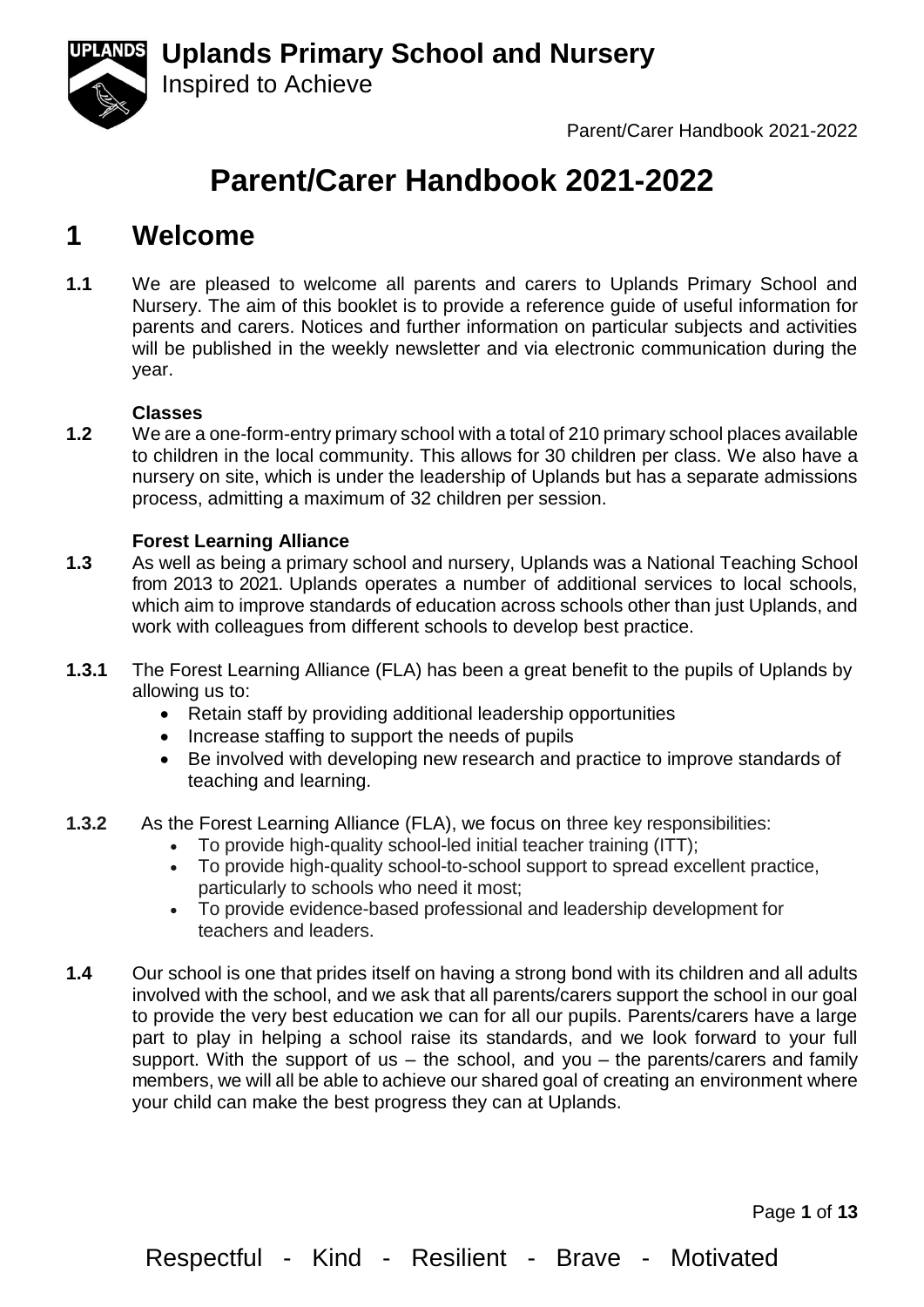# Parent/Carer Handbook 2021-2022

## 1 Welcome

**1.1** We are pleased to welcome all parents and carers to Uplands Primary School and Nursery. The aim of this booklet is to provide a reference guide of useful information for parents and carers. Notices and further information on particular subjects and activities will be published in the weekly newsletter and via electronic communication during the year.

**Classes**

**1.2** We are a one-form-entry primary school with a total of 210 primary school places available to children in the local community. This allows for 30 children per class. We also have a nursery on site, which is under the leadership of Uplands but has a separate admissions process, admitting a maximum of 32 children per session.

**Forest Learning Alliance**

**1.3** As well as being a primary school and nursery, Uplands was a National Teaching School from 2013 to 2021. Uplands operates a number of additional services to local schools, which aim to improve standards of education across schools other than just Uplands, and work with colleagues from different schools to develop best practice.

**1.3.1** The Forest Learning Alliance (FLA) has been a great benefit to the pupils of Uplands by allowing us to:

- Retain staff by providing additional leadership opportunities
- Increase staffing to support the needs of pupils
- Be involved with developing new research and practice to improve standards of teaching and learning.

**1.3.2** As the Forest Learning Alliance (FLA), we focus on three key responsibilities:

- To provide high-quality school-led initial teacher training (ITT);
- To provide high-quality school-to-school support to spread excellent practice, particularly to schools who need it most;
- To provide evidence-based professional and leadership development for teachers and leaders.

**1.4** Our school is one that prides itself on having a strong bond with its children and all adults involved with the school, and we ask that all parents/carers support the school in our goal to provide the very best education we can for all our pupils. Parents/carers have a large part to play in helping a school raise its standards, and we look forward to your full support. With the support of us – the school, and you – the parents/carers and family members, we will all be able to achieve our shared goal of creating an environment where your child can make the best progress they can at Uplands.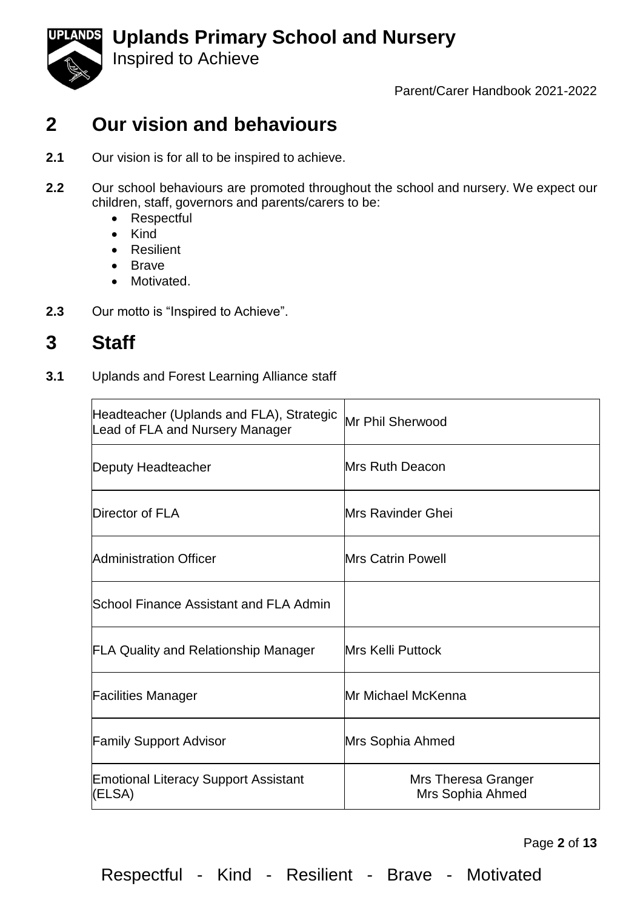# 2 Our vision and behaviours

**2.1** Our vision is for all to be inspired to achieve.

**2.2** Our school behaviours are promoted throughout the school and nursery. We expect our children, staff, governors and parents/carers to be:

- Respectful
- Kind
- Resilient
- Brave
- Motivated.

**2.3** Our motto is "Inspired to Achieve".

# 3 Staff

**3.1** Uplands and Forest Learning Alliance staff

| Role | Name |
|---|---|
| Headteacher (Uplands and FLA), Strategic Lead of FLA and Nursery Manager | Mr Phil Sherwood |
| Deputy Headteacher | Mrs Ruth Deacon |
| Director of FLA | Mrs Ravinder Ghei |
| Administration Officer | Mrs Catrin Powell |
| School Finance Assistant and FLA Admin | |
| FLA Quality and Relationship Manager | Mrs Kelli Puttock |
| Facilities Manager | Mr Michael McKenna |
| Family Support Advisor | Mrs Sophia Ahmed |
| Emotional Literacy Support Assistant (ELSA) | Mrs Theresa Granger<br>Mrs Sophia Ahmed |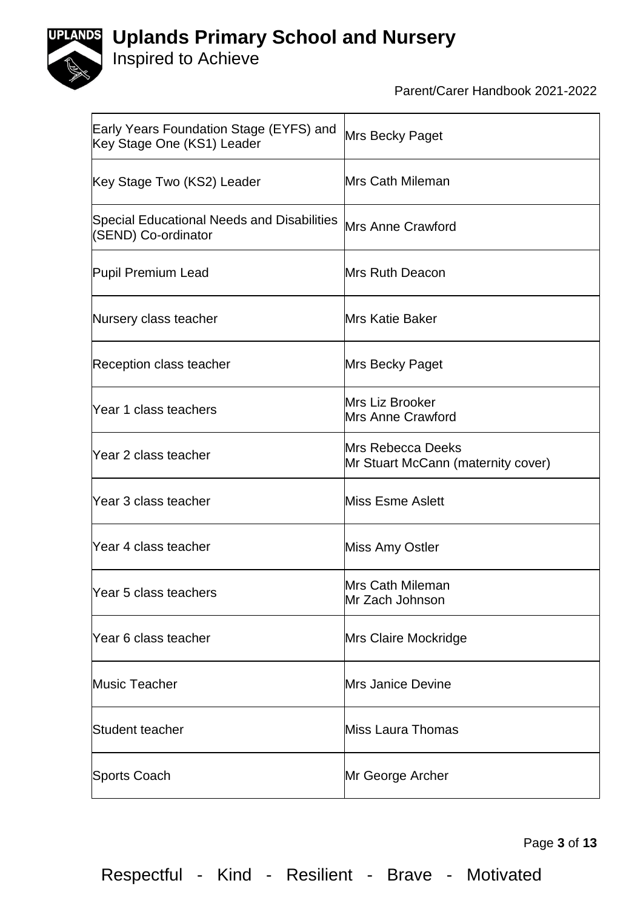| | |
|---|---|
| Early Years Foundation Stage (EYFS) and Key Stage One (KS1) Leader | Mrs Becky Paget |
| Key Stage Two (KS2) Leader | Mrs Cath Mileman |
| Special Educational Needs and Disabilities (SEND) Co-ordinator | Mrs Anne Crawford |
| Pupil Premium Lead | Mrs Ruth Deacon |
| Nursery class teacher | Mrs Katie Baker |
| Reception class teacher | Mrs Becky Paget |
| Year 1 class teachers | Mrs Liz Brooker<br>Mrs Anne Crawford |
| Year 2 class teacher | Mrs Rebecca Deeks<br>Mr Stuart McCann (maternity cover) |
| Year 3 class teacher | Miss Esme Aslett |
| Year 4 class teacher | Miss Amy Ostler |
| Year 5 class teachers | Mrs Cath Mileman<br>Mr Zach Johnson |
| Year 6 class teacher | Mrs Claire Mockridge |
| Music Teacher | Mrs Janice Devine |
| Student teacher | Miss Laura Thomas |
| Sports Coach | Mr George Archer |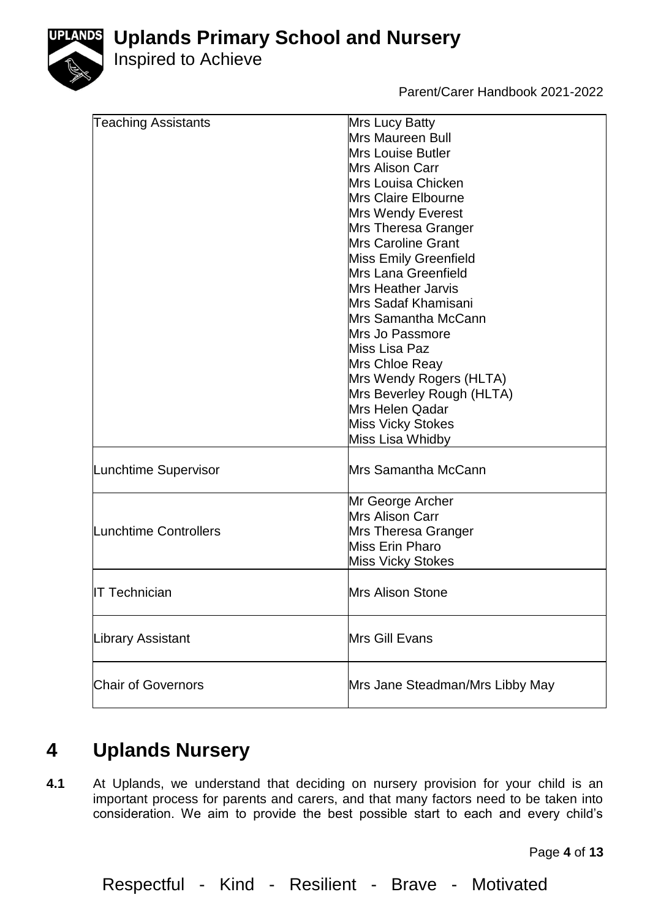| | |
|---|---|
| Teaching Assistants | Mrs Lucy Batty<br>Mrs Maureen Bull<br>Mrs Louise Butler<br>Mrs Alison Carr<br>Mrs Louisa Chicken<br>Mrs Claire Elbourne<br>Mrs Wendy Everest<br>Mrs Theresa Granger<br>Mrs Caroline Grant<br>Miss Emily Greenfield<br>Mrs Lana Greenfield<br>Mrs Heather Jarvis<br>Mrs Sadaf Khamisani<br>Mrs Samantha McCann<br>Mrs Jo Passmore<br>Miss Lisa Paz<br>Mrs Chloe Reay<br>Mrs Wendy Rogers (HLTA)<br>Mrs Beverley Rough (HLTA)<br>Mrs Helen Qadar<br>Miss Vicky Stokes<br>Miss Lisa Whidby |
| Lunchtime Supervisor | Mrs Samantha McCann |
| Lunchtime Controllers | Mr George Archer<br>Mrs Alison Carr<br>Mrs Theresa Granger<br>Miss Erin Pharo<br>Miss Vicky Stokes |
| IT Technician | Mrs Alison Stone |
| Library Assistant | Mrs Gill Evans |
| Chair of Governors | Mrs Jane Steadman/Mrs Libby May |

# 4 Uplands Nursery

**4.1** At Uplands, we understand that deciding on nursery provision for your child is an important process for parents and carers, and that many factors need to be taken into consideration. We aim to provide the best possible start to each and every child's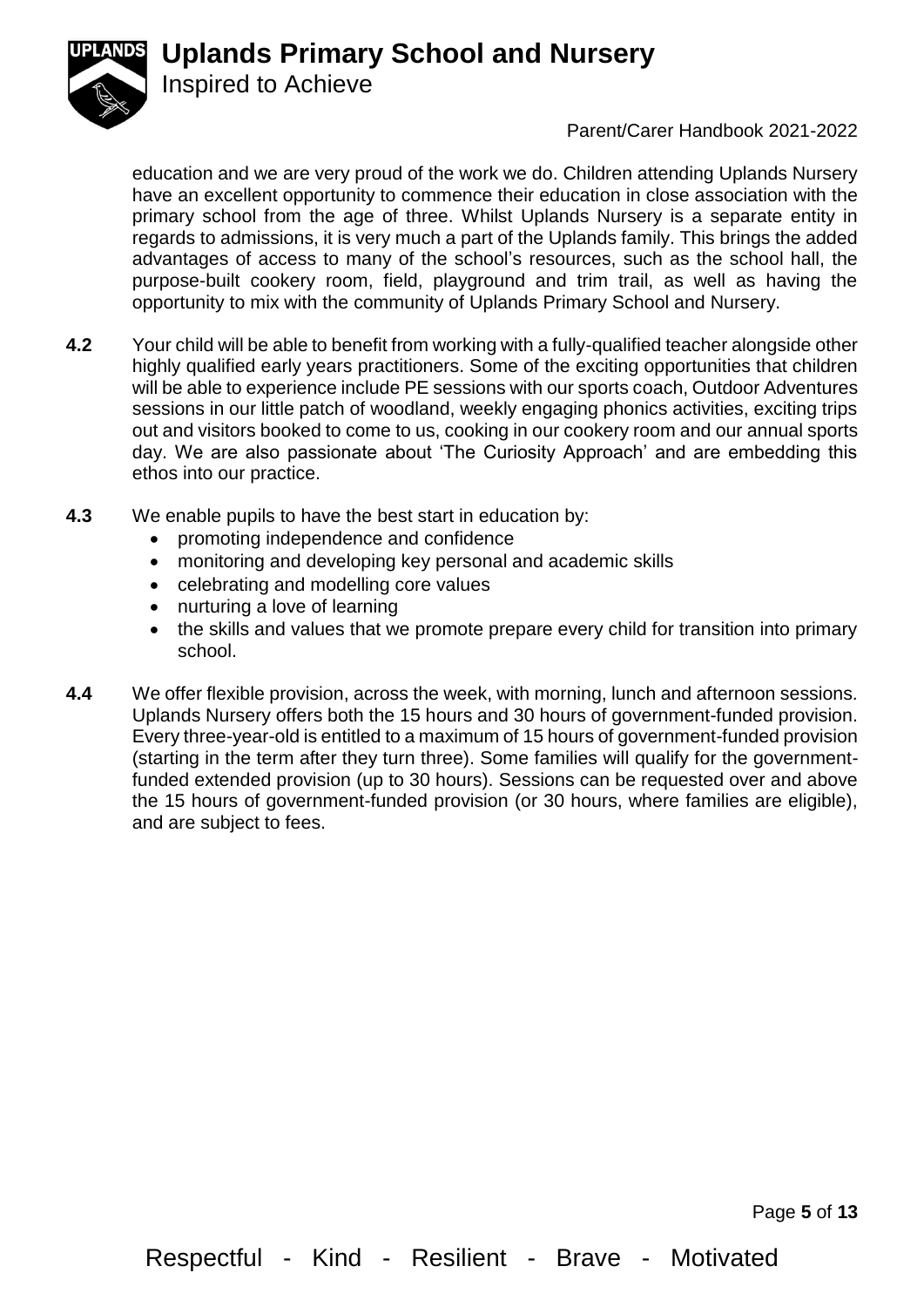education and we are very proud of the work we do. Children attending Uplands Nursery have an excellent opportunity to commence their education in close association with the primary school from the age of three. Whilst Uplands Nursery is a separate entity in regards to admissions, it is very much a part of the Uplands family. This brings the added advantages of access to many of the school's resources, such as the school hall, the purpose-built cookery room, field, playground and trim trail, as well as having the opportunity to mix with the community of Uplands Primary School and Nursery.

**4.2** Your child will be able to benefit from working with a fully-qualified teacher alongside other highly qualified early years practitioners. Some of the exciting opportunities that children will be able to experience include PE sessions with our sports coach, Outdoor Adventures sessions in our little patch of woodland, weekly engaging phonics activities, exciting trips out and visitors booked to come to us, cooking in our cookery room and our annual sports day. We are also passionate about 'The Curiosity Approach' and are embedding this ethos into our practice.

**4.3** We enable pupils to have the best start in education by:

- promoting independence and confidence
- monitoring and developing key personal and academic skills
- celebrating and modelling core values
- nurturing a love of learning
- the skills and values that we promote prepare every child for transition into primary school.

**4.4** We offer flexible provision, across the week, with morning, lunch and afternoon sessions. Uplands Nursery offers both the 15 hours and 30 hours of government-funded provision. Every three-year-old is entitled to a maximum of 15 hours of government-funded provision (starting in the term after they turn three). Some families will qualify for the government-funded extended provision (up to 30 hours). Sessions can be requested over and above the 15 hours of government-funded provision (or 30 hours, where families are eligible), and are subject to fees.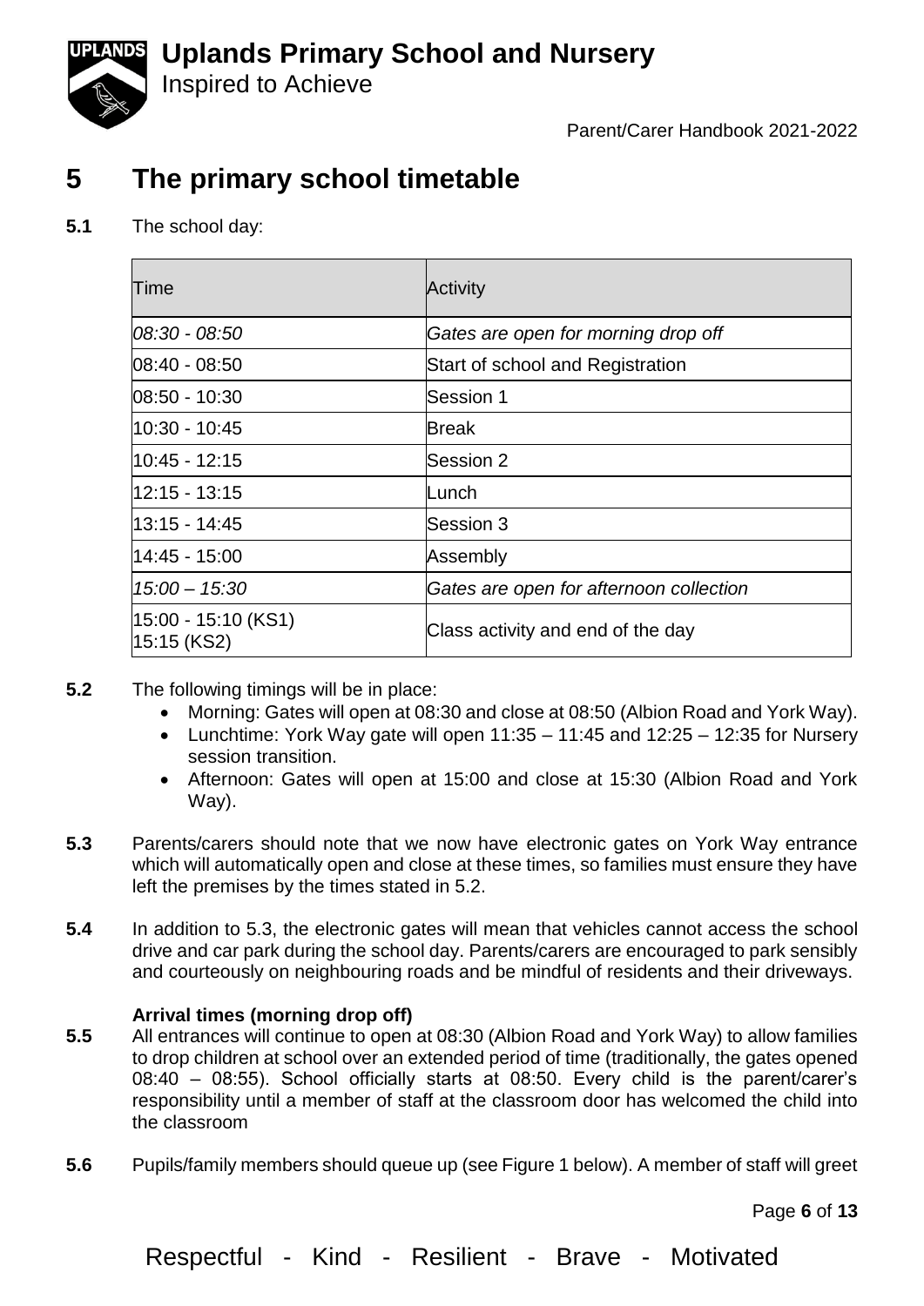# 5 The primary school timetable

**5.1** The school day:

| Time | Activity |
|---|---|
| *08:30 - 08:50* | *Gates are open for morning drop off* |
| 08:40 - 08:50 | Start of school and Registration |
| 08:50 - 10:30 | Session 1 |
| 10:30 - 10:45 | Break |
| 10:45 - 12:15 | Session 2 |
| 12:15 - 13:15 | Lunch |
| 13:15 - 14:45 | Session 3 |
| 14:45 - 15:00 | Assembly |
| *15:00 – 15:30* | *Gates are open for afternoon collection* |
| 15:00 - 15:10 (KS1) 15:15 (KS2) | Class activity and end of the day |

**5.2** The following timings will be in place:

- Morning: Gates will open at 08:30 and close at 08:50 (Albion Road and York Way).
- Lunchtime: York Way gate will open 11:35 – 11:45 and 12:25 – 12:35 for Nursery session transition.
- Afternoon: Gates will open at 15:00 and close at 15:30 (Albion Road and York Way).

**5.3** Parents/carers should note that we now have electronic gates on York Way entrance which will automatically open and close at these times, so families must ensure they have left the premises by the times stated in 5.2.

**5.4** In addition to 5.3, the electronic gates will mean that vehicles cannot access the school drive and car park during the school day. Parents/carers are encouraged to park sensibly and courteously on neighbouring roads and be mindful of residents and their driveways.

**Arrival times (morning drop off)**

**5.5** All entrances will continue to open at 08:30 (Albion Road and York Way) to allow families to drop children at school over an extended period of time (traditionally, the gates opened 08:40 – 08:55). School officially starts at 08:50. Every child is the parent/carer's responsibility until a member of staff at the classroom door has welcomed the child into the classroom

**5.6** Pupils/family members should queue up (see Figure 1 below). A member of staff will greet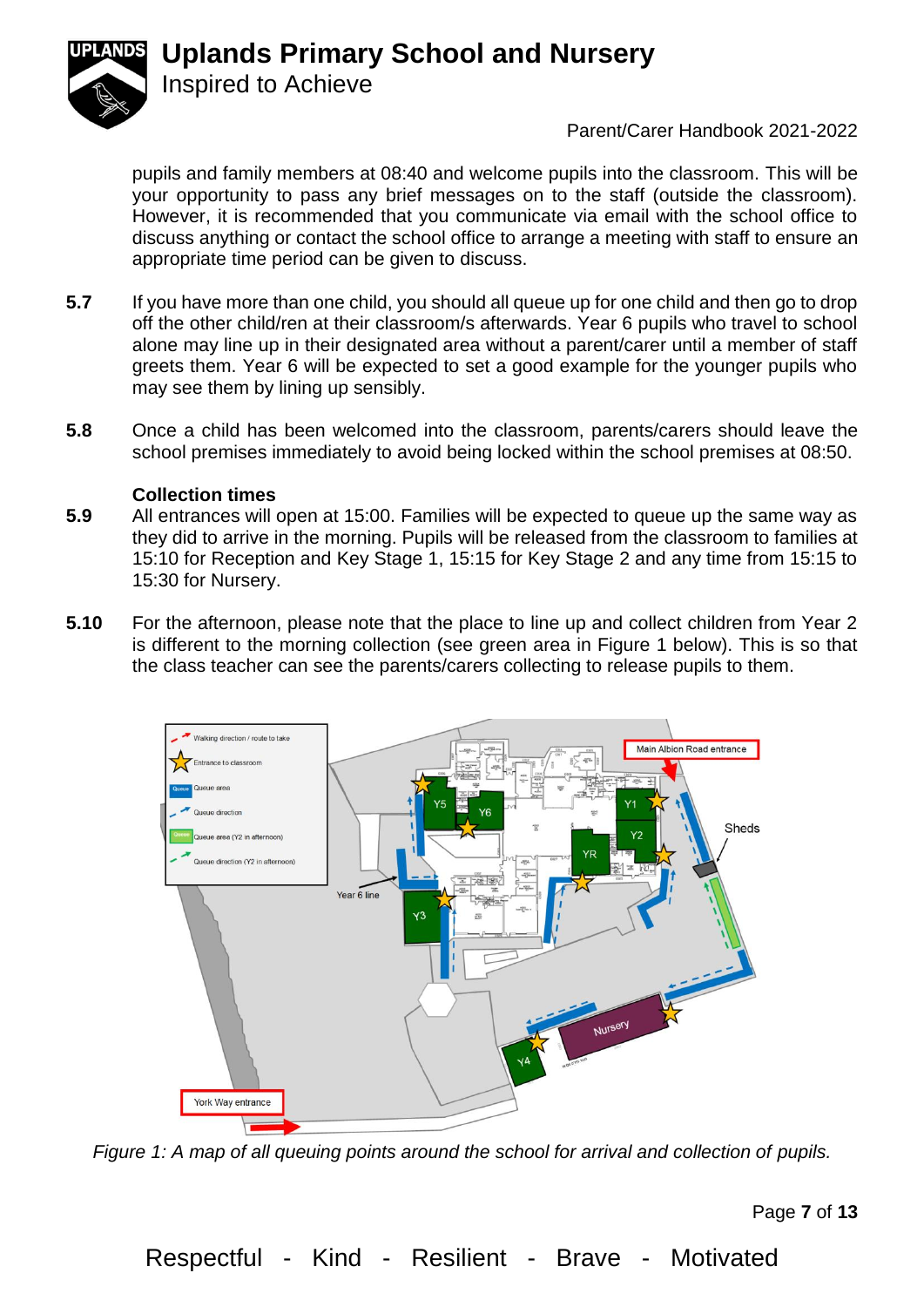pupils and family members at 08:40 and welcome pupils into the classroom. This will be your opportunity to pass any brief messages on to the staff (outside the classroom). However, it is recommended that you communicate via email with the school office to discuss anything or contact the school office to arrange a meeting with staff to ensure an appropriate time period can be given to discuss.

**5.7** If you have more than one child, you should all queue up for one child and then go to drop off the other child/ren at their classroom/s afterwards. Year 6 pupils who travel to school alone may line up in their designated area without a parent/carer until a member of staff greets them. Year 6 will be expected to set a good example for the younger pupils who may see them by lining up sensibly.

**5.8** Once a child has been welcomed into the classroom, parents/carers should leave the school premises immediately to avoid being locked within the school premises at 08:50.

**Collection times**

**5.9** All entrances will open at 15:00. Families will be expected to queue up the same way as they did to arrive in the morning. Pupils will be released from the classroom to families at 15:10 for Reception and Key Stage 1, 15:15 for Key Stage 2 and any time from 15:15 to 15:30 for Nursery.

**5.10** For the afternoon, please note that the place to line up and collect children from Year 2 is different to the morning collection (see green area in Figure 1 below). This is so that the class teacher can see the parents/carers collecting to release pupils to them.

*Figure 1: A map of all queuing points around the school for arrival and collection of pupils.*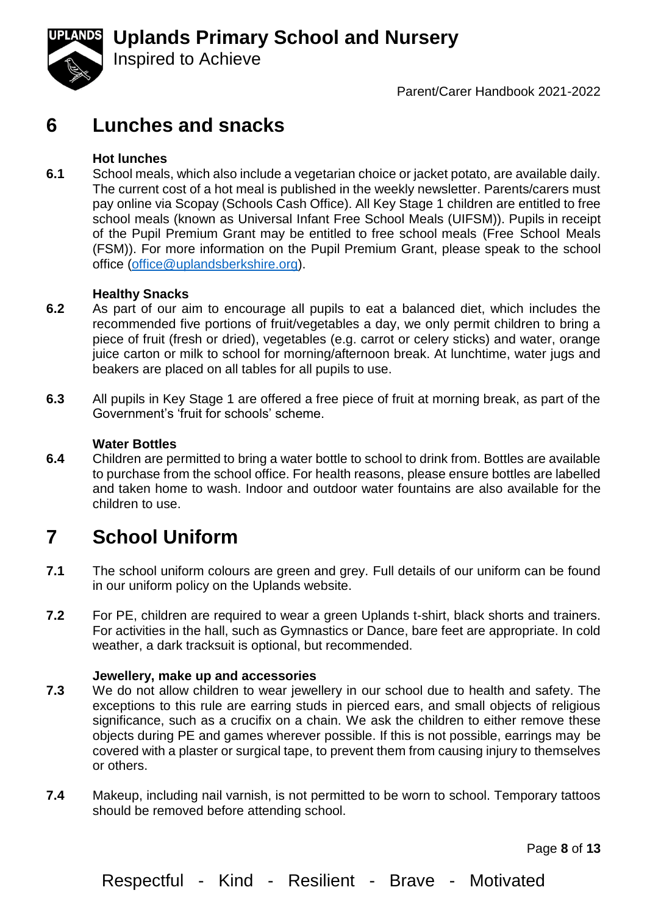# 6 Lunches and snacks

### Hot lunches

**6.1** School meals, which also include a vegetarian choice or jacket potato, are available daily. The current cost of a hot meal is published in the weekly newsletter. Parents/carers must pay online via Scopay (Schools Cash Office). All Key Stage 1 children are entitled to free school meals (known as Universal Infant Free School Meals (UIFSM)). Pupils in receipt of the Pupil Premium Grant may be entitled to free school meals (Free School Meals (FSM)). For more information on the Pupil Premium Grant, please speak to the school office (office@uplandsberkshire.org).

### Healthy Snacks

**6.2** As part of our aim to encourage all pupils to eat a balanced diet, which includes the recommended five portions of fruit/vegetables a day, we only permit children to bring a piece of fruit (fresh or dried), vegetables (e.g. carrot or celery sticks) and water, orange juice carton or milk to school for morning/afternoon break. At lunchtime, water jugs and beakers are placed on all tables for all pupils to use.

**6.3** All pupils in Key Stage 1 are offered a free piece of fruit at morning break, as part of the Government's 'fruit for schools' scheme.

### Water Bottles

**6.4** Children are permitted to bring a water bottle to school to drink from. Bottles are available to purchase from the school office. For health reasons, please ensure bottles are labelled and taken home to wash. Indoor and outdoor water fountains are also available for the children to use.

# 7 School Uniform

**7.1** The school uniform colours are green and grey. Full details of our uniform can be found in our uniform policy on the Uplands website.

**7.2** For PE, children are required to wear a green Uplands t-shirt, black shorts and trainers. For activities in the hall, such as Gymnastics or Dance, bare feet are appropriate. In cold weather, a dark tracksuit is optional, but recommended.

### Jewellery, make up and accessories

**7.3** We do not allow children to wear jewellery in our school due to health and safety. The exceptions to this rule are earring studs in pierced ears, and small objects of religious significance, such as a crucifix on a chain. We ask the children to either remove these objects during PE and games wherever possible. If this is not possible, earrings may be covered with a plaster or surgical tape, to prevent them from causing injury to themselves or others.

**7.4** Makeup, including nail varnish, is not permitted to be worn to school. Temporary tattoos should be removed before attending school.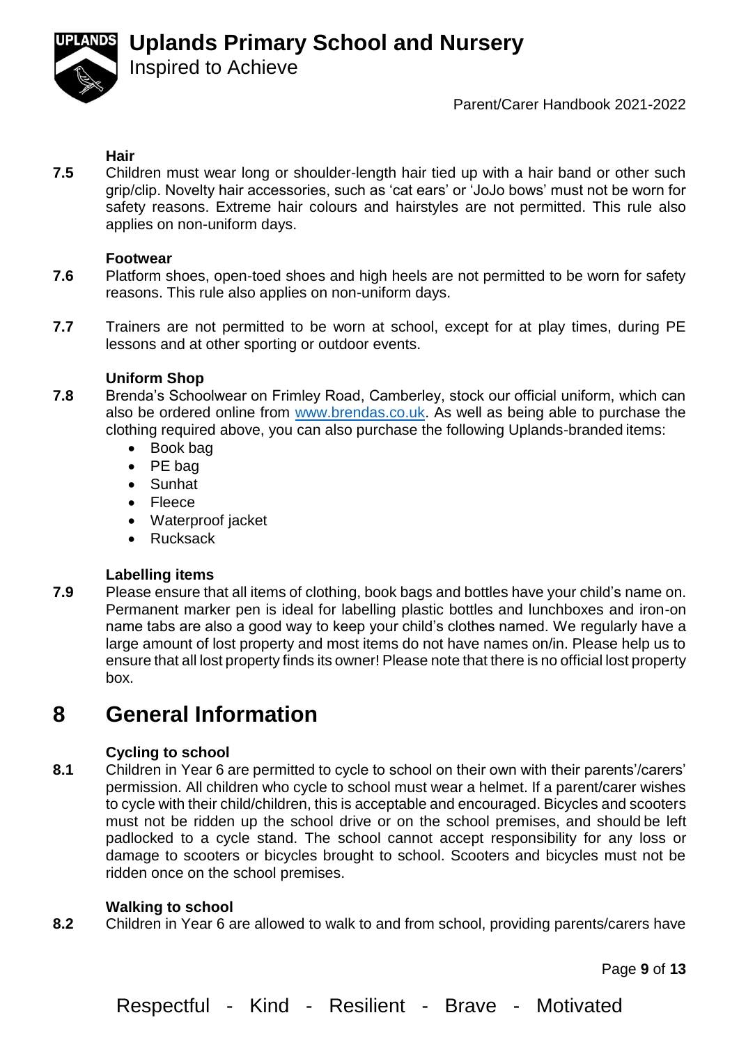**Hair**

**7.5** Children must wear long or shoulder-length hair tied up with a hair band or other such grip/clip. Novelty hair accessories, such as 'cat ears' or 'JoJo bows' must not be worn for safety reasons. Extreme hair colours and hairstyles are not permitted. This rule also applies on non-uniform days.

**Footwear**

**7.6** Platform shoes, open-toed shoes and high heels are not permitted to be worn for safety reasons. This rule also applies on non-uniform days.

**7.7** Trainers are not permitted to be worn at school, except for at play times, during PE lessons and at other sporting or outdoor events.

**Uniform Shop**

**7.8** Brenda's Schoolwear on Frimley Road, Camberley, stock our official uniform, which can also be ordered online from www.brendas.co.uk. As well as being able to purchase the clothing required above, you can also purchase the following Uplands-branded items:

- Book bag
- PE bag
- Sunhat
- Fleece
- Waterproof jacket
- Rucksack

**Labelling items**

**7.9** Please ensure that all items of clothing, book bags and bottles have your child's name on. Permanent marker pen is ideal for labelling plastic bottles and lunchboxes and iron-on name tabs are also a good way to keep your child's clothes named. We regularly have a large amount of lost property and most items do not have names on/in. Please help us to ensure that all lost property finds its owner! Please note that there is no official lost property box.

# 8 General Information

**Cycling to school**

**8.1** Children in Year 6 are permitted to cycle to school on their own with their parents'/carers' permission. All children who cycle to school must wear a helmet. If a parent/carer wishes to cycle with their child/children, this is acceptable and encouraged. Bicycles and scooters must not be ridden up the school drive or on the school premises, and should be left padlocked to a cycle stand. The school cannot accept responsibility for any loss or damage to scooters or bicycles brought to school. Scooters and bicycles must not be ridden once on the school premises.

**Walking to school**

**8.2** Children in Year 6 are allowed to walk to and from school, providing parents/carers have

Respectful - Kind - Resilient - Brave - Motivated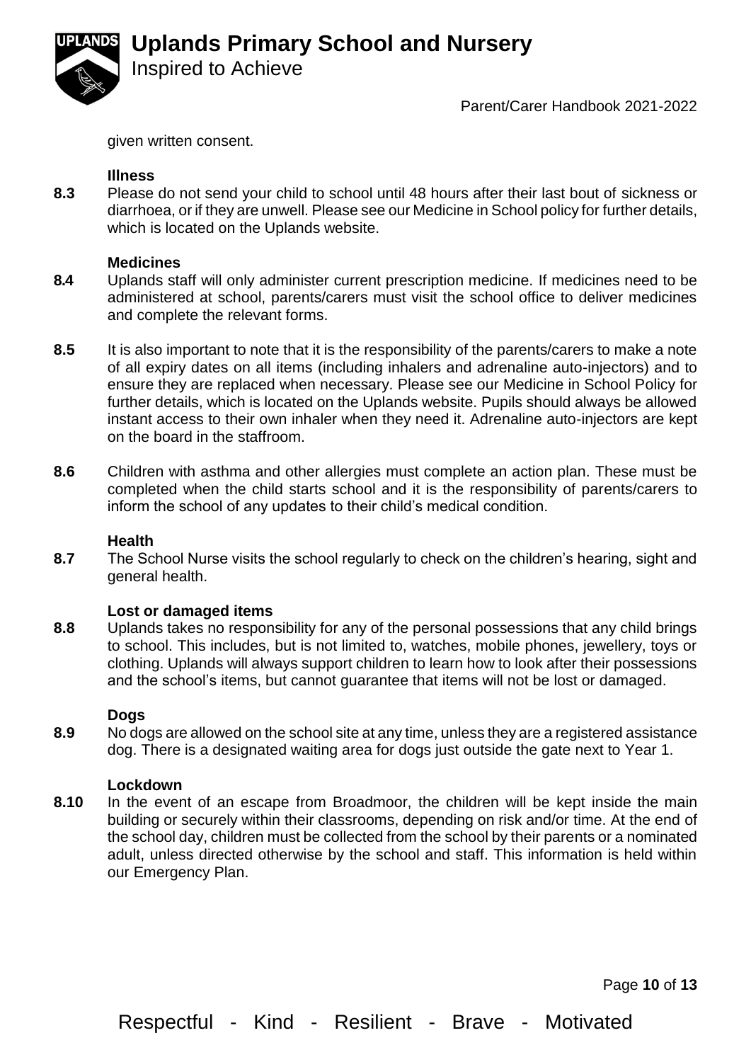given written consent.

### Illness

**8.3** Please do not send your child to school until 48 hours after their last bout of sickness or diarrhoea, or if they are unwell. Please see our Medicine in School policy for further details, which is located on the Uplands website.

### Medicines

**8.4** Uplands staff will only administer current prescription medicine. If medicines need to be administered at school, parents/carers must visit the school office to deliver medicines and complete the relevant forms.

**8.5** It is also important to note that it is the responsibility of the parents/carers to make a note of all expiry dates on all items (including inhalers and adrenaline auto-injectors) and to ensure they are replaced when necessary. Please see our Medicine in School Policy for further details, which is located on the Uplands website. Pupils should always be allowed instant access to their own inhaler when they need it. Adrenaline auto-injectors are kept on the board in the staffroom.

**8.6** Children with asthma and other allergies must complete an action plan. These must be completed when the child starts school and it is the responsibility of parents/carers to inform the school of any updates to their child's medical condition.

### Health

**8.7** The School Nurse visits the school regularly to check on the children's hearing, sight and general health.

### Lost or damaged items

**8.8** Uplands takes no responsibility for any of the personal possessions that any child brings to school. This includes, but is not limited to, watches, mobile phones, jewellery, toys or clothing. Uplands will always support children to learn how to look after their possessions and the school's items, but cannot guarantee that items will not be lost or damaged.

### Dogs

**8.9** No dogs are allowed on the school site at any time, unless they are a registered assistance dog. There is a designated waiting area for dogs just outside the gate next to Year 1.

### Lockdown

**8.10** In the event of an escape from Broadmoor, the children will be kept inside the main building or securely within their classrooms, depending on risk and/or time. At the end of the school day, children must be collected from the school by their parents or a nominated adult, unless directed otherwise by the school and staff. This information is held within our Emergency Plan.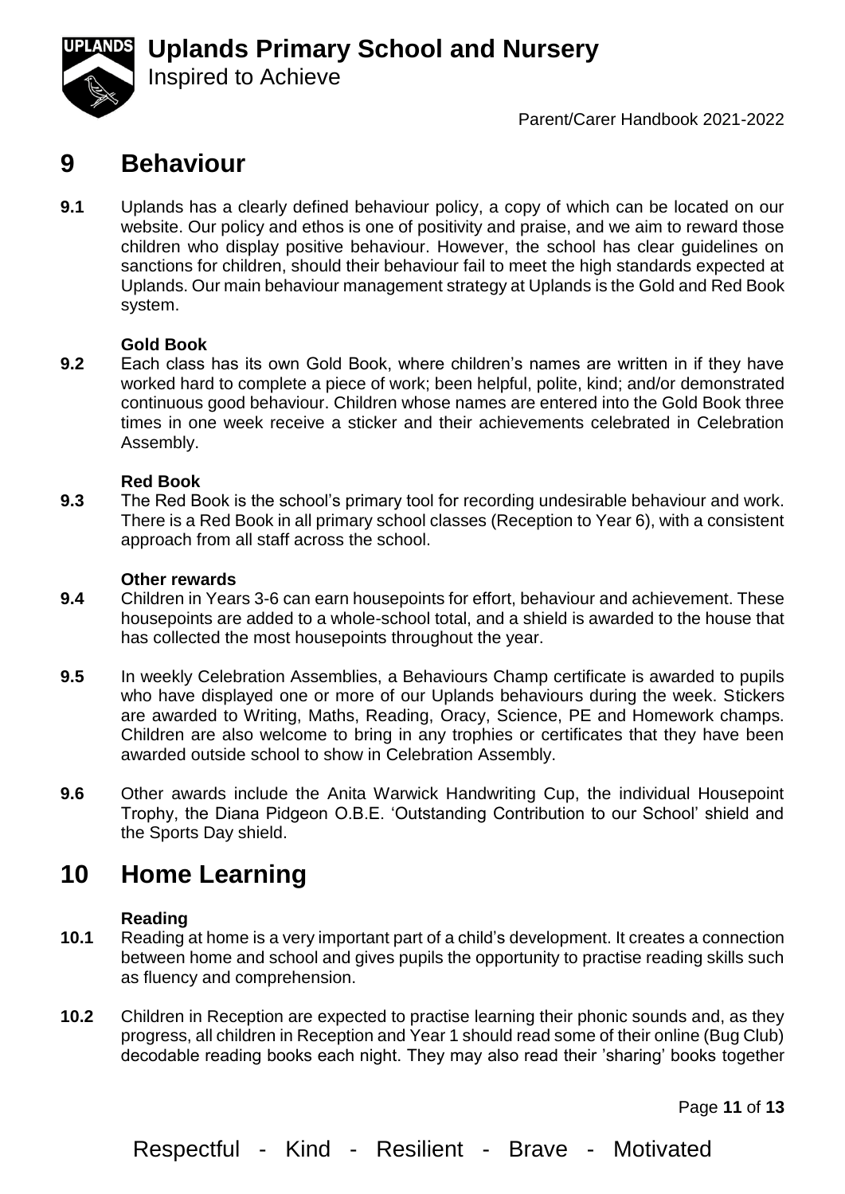# 9 Behaviour

**9.1** Uplands has a clearly defined behaviour policy, a copy of which can be located on our website. Our policy and ethos is one of positivity and praise, and we aim to reward those children who display positive behaviour. However, the school has clear guidelines on sanctions for children, should their behaviour fail to meet the high standards expected at Uplands. Our main behaviour management strategy at Uplands is the Gold and Red Book system.

### Gold Book

**9.2** Each class has its own Gold Book, where children's names are written in if they have worked hard to complete a piece of work; been helpful, polite, kind; and/or demonstrated continuous good behaviour. Children whose names are entered into the Gold Book three times in one week receive a sticker and their achievements celebrated in Celebration Assembly.

### Red Book

**9.3** The Red Book is the school's primary tool for recording undesirable behaviour and work. There is a Red Book in all primary school classes (Reception to Year 6), with a consistent approach from all staff across the school.

### Other rewards

**9.4** Children in Years 3-6 can earn housepoints for effort, behaviour and achievement. These housepoints are added to a whole-school total, and a shield is awarded to the house that has collected the most housepoints throughout the year.

**9.5** In weekly Celebration Assemblies, a Behaviours Champ certificate is awarded to pupils who have displayed one or more of our Uplands behaviours during the week. Stickers are awarded to Writing, Maths, Reading, Oracy, Science, PE and Homework champs. Children are also welcome to bring in any trophies or certificates that they have been awarded outside school to show in Celebration Assembly.

**9.6** Other awards include the Anita Warwick Handwriting Cup, the individual Housepoint Trophy, the Diana Pidgeon O.B.E. 'Outstanding Contribution to our School' shield and the Sports Day shield.

# 10 Home Learning

### Reading

**10.1** Reading at home is a very important part of a child's development. It creates a connection between home and school and gives pupils the opportunity to practise reading skills such as fluency and comprehension.

**10.2** Children in Reception are expected to practise learning their phonic sounds and, as they progress, all children in Reception and Year 1 should read some of their online (Bug Club) decodable reading books each night. They may also read their 'sharing' books together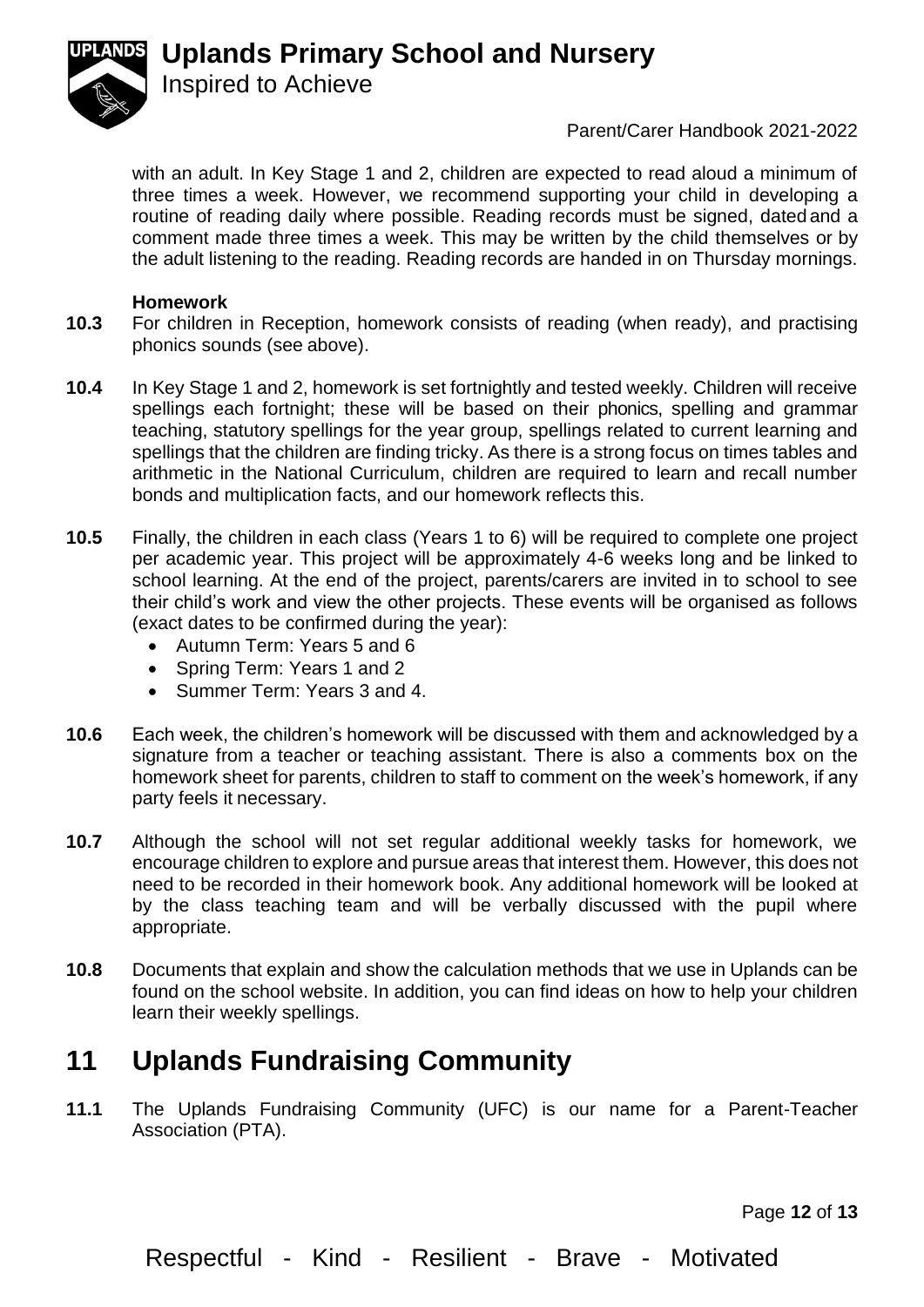with an adult. In Key Stage 1 and 2, children are expected to read aloud a minimum of three times a week. However, we recommend supporting your child in developing a routine of reading daily where possible. Reading records must be signed, dated and a comment made three times a week. This may be written by the child themselves or by the adult listening to the reading. Reading records are handed in on Thursday mornings.

**Homework**

**10.3** For children in Reception, homework consists of reading (when ready), and practising phonics sounds (see above).

**10.4** In Key Stage 1 and 2, homework is set fortnightly and tested weekly. Children will receive spellings each fortnight; these will be based on their phonics, spelling and grammar teaching, statutory spellings for the year group, spellings related to current learning and spellings that the children are finding tricky. As there is a strong focus on times tables and arithmetic in the National Curriculum, children are required to learn and recall number bonds and multiplication facts, and our homework reflects this.

**10.5** Finally, the children in each class (Years 1 to 6) will be required to complete one project per academic year. This project will be approximately 4-6 weeks long and be linked to school learning. At the end of the project, parents/carers are invited in to school to see their child's work and view the other projects. These events will be organised as follows (exact dates to be confirmed during the year):

- Autumn Term: Years 5 and 6
- Spring Term: Years 1 and 2
- Summer Term: Years 3 and 4.

**10.6** Each week, the children's homework will be discussed with them and acknowledged by a signature from a teacher or teaching assistant. There is also a comments box on the homework sheet for parents, children to staff to comment on the week's homework, if any party feels it necessary.

**10.7** Although the school will not set regular additional weekly tasks for homework, we encourage children to explore and pursue areas that interest them. However, this does not need to be recorded in their homework book. Any additional homework will be looked at by the class teaching team and will be verbally discussed with the pupil where appropriate.

**10.8** Documents that explain and show the calculation methods that we use in Uplands can be found on the school website. In addition, you can find ideas on how to help your children learn their weekly spellings.

# 11 Uplands Fundraising Community

**11.1** The Uplands Fundraising Community (UFC) is our name for a Parent-Teacher Association (PTA).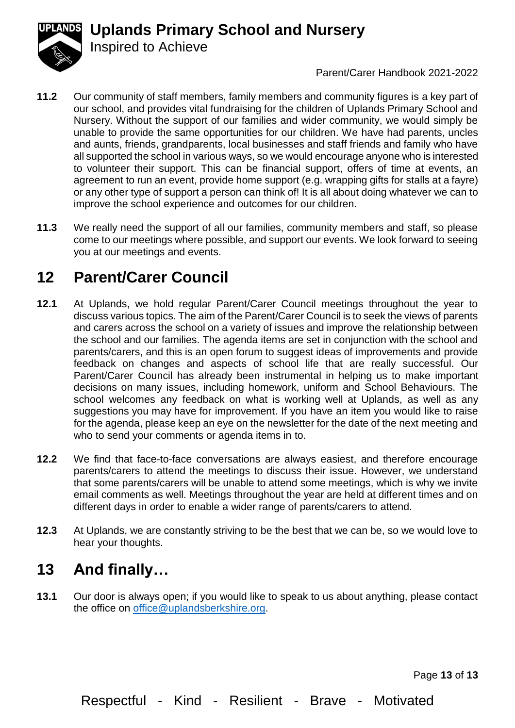**11.2** Our community of staff members, family members and community figures is a key part of our school, and provides vital fundraising for the children of Uplands Primary School and Nursery. Without the support of our families and wider community, we would simply be unable to provide the same opportunities for our children. We have had parents, uncles and aunts, friends, grandparents, local businesses and staff friends and family who have all supported the school in various ways, so we would encourage anyone who is interested to volunteer their support. This can be financial support, offers of time at events, an agreement to run an event, provide home support (e.g. wrapping gifts for stalls at a fayre) or any other type of support a person can think of! It is all about doing whatever we can to improve the school experience and outcomes for our children.

**11.3** We really need the support of all our families, community members and staff, so please come to our meetings where possible, and support our events. We look forward to seeing you at our meetings and events.

# 12 Parent/Carer Council

**12.1** At Uplands, we hold regular Parent/Carer Council meetings throughout the year to discuss various topics. The aim of the Parent/Carer Council is to seek the views of parents and carers across the school on a variety of issues and improve the relationship between the school and our families. The agenda items are set in conjunction with the school and parents/carers, and this is an open forum to suggest ideas of improvements and provide feedback on changes and aspects of school life that are really successful. Our Parent/Carer Council has already been instrumental in helping us to make important decisions on many issues, including homework, uniform and School Behaviours. The school welcomes any feedback on what is working well at Uplands, as well as any suggestions you may have for improvement. If you have an item you would like to raise for the agenda, please keep an eye on the newsletter for the date of the next meeting and who to send your comments or agenda items in to.

**12.2** We find that face-to-face conversations are always easiest, and therefore encourage parents/carers to attend the meetings to discuss their issue. However, we understand that some parents/carers will be unable to attend some meetings, which is why we invite email comments as well. Meetings throughout the year are held at different times and on different days in order to enable a wider range of parents/carers to attend.

**12.3** At Uplands, we are constantly striving to be the best that we can be, so we would love to hear your thoughts.

# 13 And finally…

**13.1** Our door is always open; if you would like to speak to us about anything, please contact the office on [office@uplandsberkshire.org](mailto:office@uplandsberkshire.org).